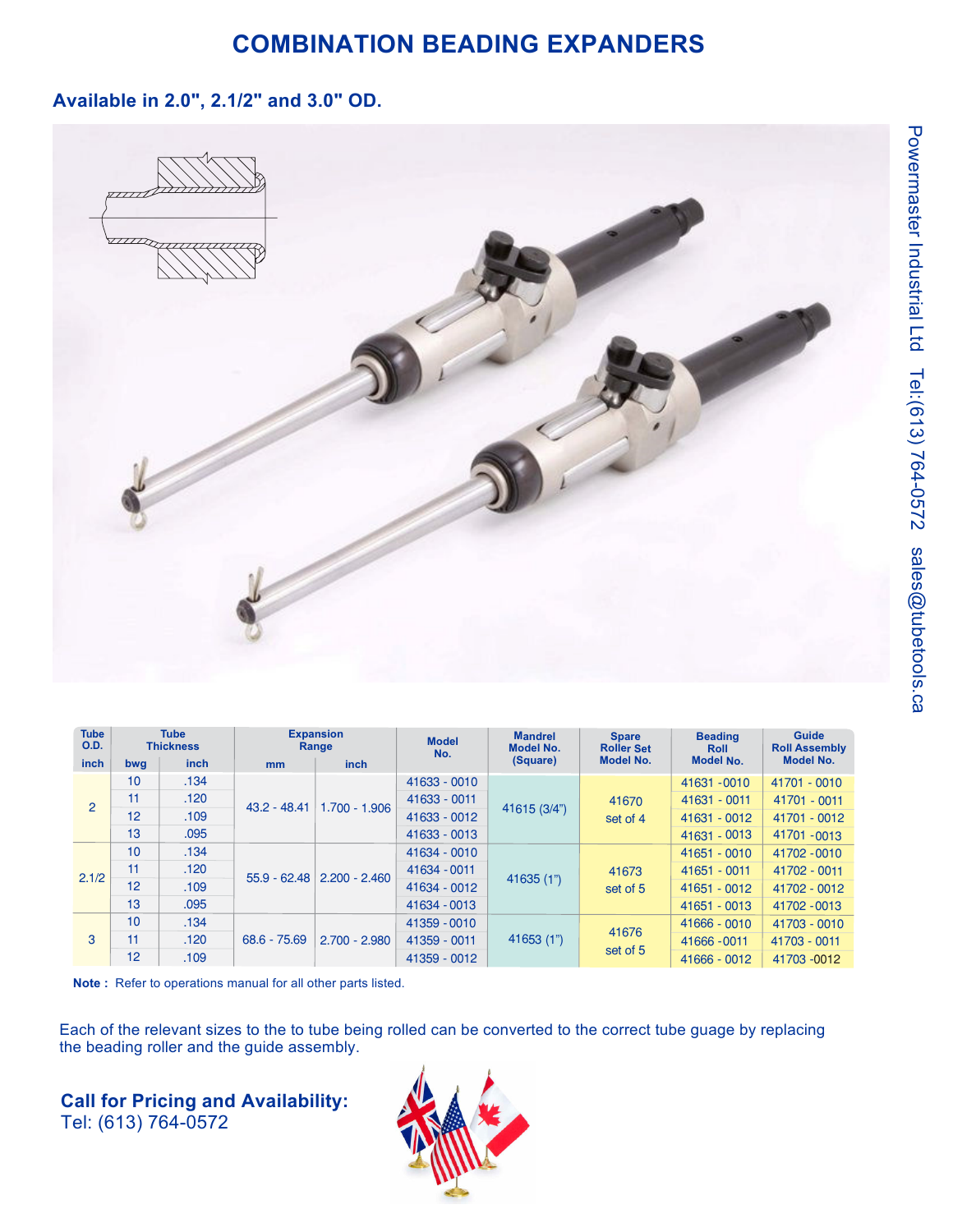# COMBINATION BEADING EXPANDERS

## Available in 2.0", 2.1/2" and 3.0" OD.

Powermaster Industrial Ltd Tel:(613) 764-0572 sales@tubetools.ca

| Tube O.D. | Tube Thickness | | Expansion Range | | Model No. | Mandrel Model No. (Square) | Spare Roller Set Model No. | Beading Roll Model No. | Guide Roll Assembly Model No. |
|---|---|---|---|---|---|---|---|---|---|
| inch | bwg | inch | mm | inch | | | | | |
| 2 | 10 | .134 | 43.2 - 48.41 | 1.700 - 1.906 | 41633 - 0010 | 41615 (3/4") | 41670 set of 4 | 41631 -0010 | 41701 - 0010 |
| | 11 | .120 | | | 41633 - 0011 | | | 41631 - 0011 | 41701 - 0011 |
| | 12 | .109 | | | 41633 - 0012 | | | 41631 - 0012 | 41701 - 0012 |
| | 13 | .095 | | | 41633 - 0013 | | | 41631 - 0013 | 41701 -0013 |
| 2.1/2 | 10 | .134 | 55.9 - 62.48 | 2.200 - 2.460 | 41634 - 0010 | 41635 (1") | 41673 set of 5 | 41651 - 0010 | 41702 -0010 |
| | 11 | .120 | | | 41634 -0011 | | | 41651 - 0011 | 41702 - 0011 |
| | 12 | .109 | | | 41634 - 0012 | | | 41651 - 0012 | 41702 - 0012 |
| | 13 | .095 | | | 41634 - 0013 | | | 41651 - 0013 | 41702 -0013 |
| 3 | 10 | .134 | 68.6 - 75.69 | 2.700 - 2.980 | 41359 -0010 | 41653 (1") | 41676 set of 5 | 41666 - 0010 | 41703 - 0010 |
| | 11 | .120 | | | 41359 - 0011 | | | 41666 -0011 | 41703 - 0011 |
| | 12 | .109 | | | 41359 - 0012 | | | 41666 - 0012 | 41703 -0012 |

**Note :** Refer to operations manual for all other parts listed.

Each of the relevant sizes to the to tube being rolled can be converted to the correct tube guage by replacing the beading roller and the guide assembly.

**Call for Pricing and Availability:**
Tel: (613) 764-0572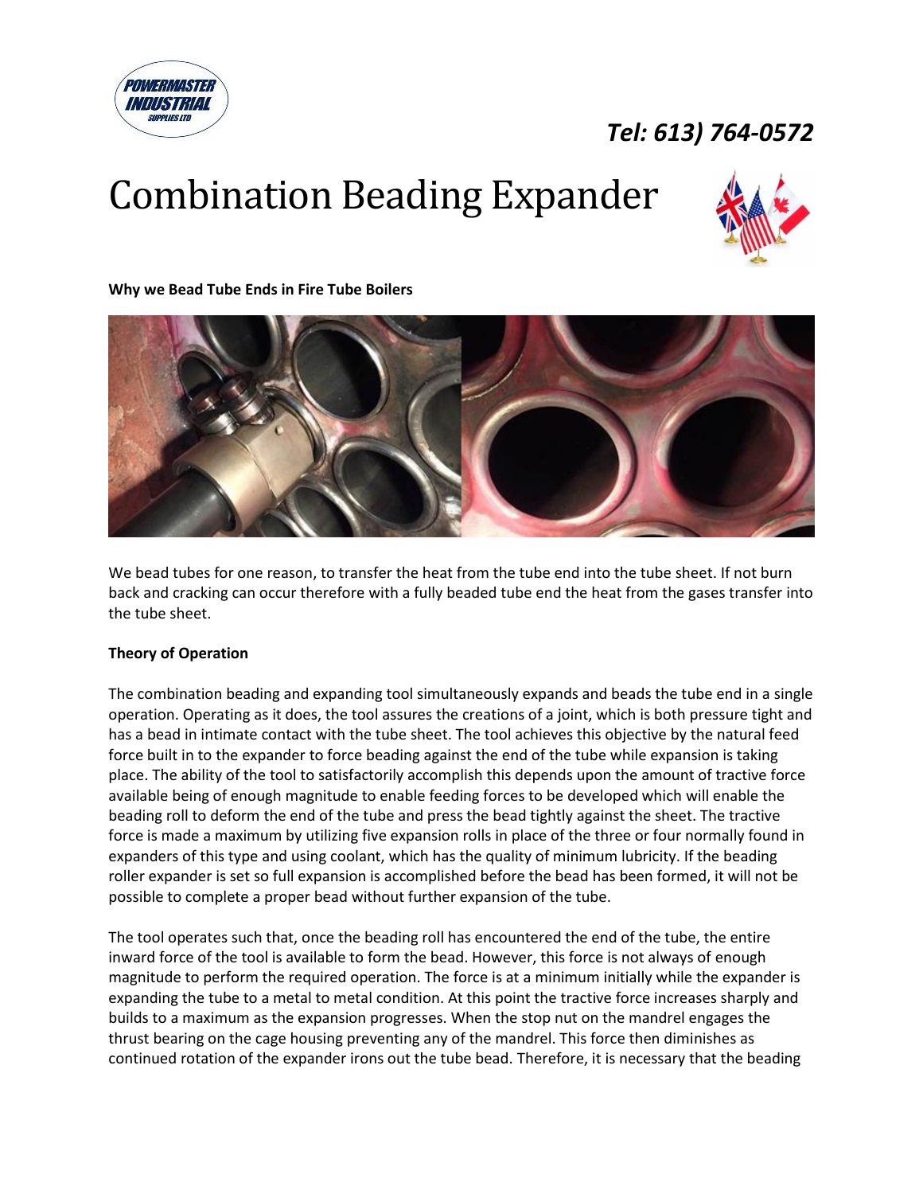*Tel: 613) 764-0572*

# Combination Beading Expander

**Why we Bead Tube Ends in Fire Tube Boilers**

We bead tubes for one reason, to transfer the heat from the tube end into the tube sheet. If not burn back and cracking can occur therefore with a fully beaded tube end the heat from the gases transfer into the tube sheet.

**Theory of Operation**

The combination beading and expanding tool simultaneously expands and beads the tube end in a single operation. Operating as it does, the tool assures the creations of a joint, which is both pressure tight and has a bead in intimate contact with the tube sheet. The tool achieves this objective by the natural feed force built in to the expander to force beading against the end of the tube while expansion is taking place. The ability of the tool to satisfactorily accomplish this depends upon the amount of tractive force available being of enough magnitude to enable feeding forces to be developed which will enable the beading roll to deform the end of the tube and press the bead tightly against the sheet. The tractive force is made a maximum by utilizing five expansion rolls in place of the three or four normally found in expanders of this type and using coolant, which has the quality of minimum lubricity. If the beading roller expander is set so full expansion is accomplished before the bead has been formed, it will not be possible to complete a proper bead without further expansion of the tube.

The tool operates such that, once the beading roll has encountered the end of the tube, the entire inward force of the tool is available to form the bead. However, this force is not always of enough magnitude to perform the required operation. The force is at a minimum initially while the expander is expanding the tube to a metal to metal condition. At this point the tractive force increases sharply and builds to a maximum as the expansion progresses. When the stop nut on the mandrel engages the thrust bearing on the cage housing preventing any of the mandrel. This force then diminishes as continued rotation of the expander irons out the tube bead. Therefore, it is necessary that the beading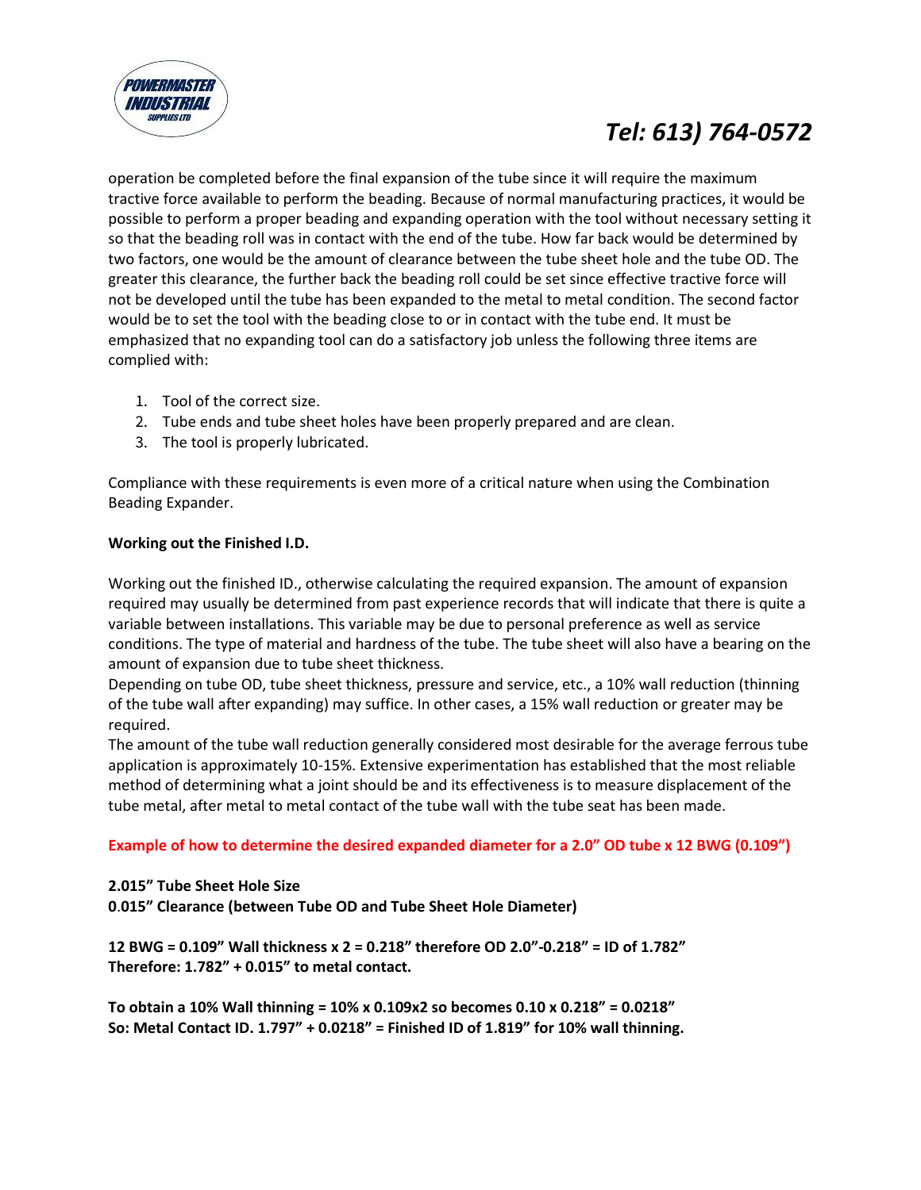operation be completed before the final expansion of the tube since it will require the maximum tractive force available to perform the beading. Because of normal manufacturing practices, it would be possible to perform a proper beading and expanding operation with the tool without necessary setting it so that the beading roll was in contact with the end of the tube. How far back would be determined by two factors, one would be the amount of clearance between the tube sheet hole and the tube OD. The greater this clearance, the further back the beading roll could be set since effective tractive force will not be developed until the tube has been expanded to the metal to metal condition. The second factor would be to set the tool with the beading close to or in contact with the tube end. It must be emphasized that no expanding tool can do a satisfactory job unless the following three items are complied with:

1. Tool of the correct size.
2. Tube ends and tube sheet holes have been properly prepared and are clean.
3. The tool is properly lubricated.

Compliance with these requirements is even more of a critical nature when using the Combination Beading Expander.

**Working out the Finished I.D.**

Working out the finished ID., otherwise calculating the required expansion. The amount of expansion required may usually be determined from past experience records that will indicate that there is quite a variable between installations. This variable may be due to personal preference as well as service conditions. The type of material and hardness of the tube. The tube sheet will also have a bearing on the amount of expansion due to tube sheet thickness.

Depending on tube OD, tube sheet thickness, pressure and service, etc., a 10% wall reduction (thinning of the tube wall after expanding) may suffice. In other cases, a 15% wall reduction or greater may be required.

The amount of the tube wall reduction generally considered most desirable for the average ferrous tube application is approximately 10-15%. Extensive experimentation has established that the most reliable method of determining what a joint should be and its effectiveness is to measure displacement of the tube metal, after metal to metal contact of the tube wall with the tube seat has been made.

**Example of how to determine the desired expanded diameter for a 2.0" OD tube x 12 BWG (0.109")**

**2.015" Tube Sheet Hole Size**
**0.015" Clearance (between Tube OD and Tube Sheet Hole Diameter)**

**12 BWG = 0.109" Wall thickness x 2 = 0.218" therefore OD 2.0"-0.218" = ID of 1.782"**
**Therefore: 1.782" + 0.015" to metal contact.**

**To obtain a 10% Wall thinning = 10% x 0.109x2 so becomes 0.10 x 0.218" = 0.0218"**
**So: Metal Contact ID. 1.797" + 0.0218" = Finished ID of 1.819" for 10% wall thinning.**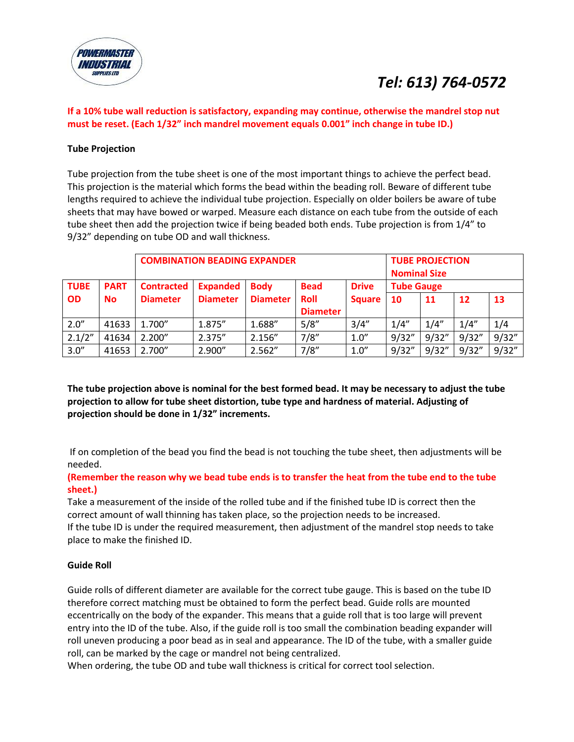**If a 10% tube wall reduction is satisfactory, expanding may continue, otherwise the mandrel stop nut must be reset. (Each 1/32" inch mandrel movement equals 0.001" inch change in tube ID.)**

**Tube Projection**

Tube projection from the tube sheet is one of the most important things to achieve the perfect bead. This projection is the material which forms the bead within the beading roll. Beware of different tube lengths required to achieve the individual tube projection. Especially on older boilers be aware of tube sheets that may have bowed or warped. Measure each distance on each tube from the outside of each tube sheet then add the projection twice if being beaded both ends. Tube projection is from 1/4" to 9/32" depending on tube OD and wall thickness.

| | | COMBINATION BEADING EXPANDER | | | | | TUBE PROJECTION Nominal Size | | | |
|---|---|---|---|---|---|---|---|---|---|---|
| TUBE OD | PART No | Contracted Diameter | Expanded Diameter | Body Diameter | Bead Roll Diameter | Drive Square | Tube Gauge | | | |
| | | | | | | | 10 | 11 | 12 | 13 |
| 2.0" | 41633 | 1.700" | 1.875" | 1.688" | 5/8" | 3/4" | 1/4" | 1/4" | 1/4" | 1/4 |
| 2.1/2" | 41634 | 2.200" | 2.375" | 2.156" | 7/8" | 1.0" | 9/32" | 9/32" | 9/32" | 9/32" |
| 3.0" | 41653 | 2.700" | 2.900" | 2.562" | 7/8" | 1.0" | 9/32" | 9/32" | 9/32" | 9/32" |

**The tube projection above is nominal for the best formed bead. It may be necessary to adjust the tube projection to allow for tube sheet distortion, tube type and hardness of material. Adjusting of projection should be done in 1/32" increments.**

If on completion of the bead you find the bead is not touching the tube sheet, then adjustments will be needed.

**(Remember the reason why we bead tube ends is to transfer the heat from the tube end to the tube sheet.)**

Take a measurement of the inside of the rolled tube and if the finished tube ID is correct then the correct amount of wall thinning has taken place, so the projection needs to be increased.
If the tube ID is under the required measurement, then adjustment of the mandrel stop needs to take place to make the finished ID.

**Guide Roll**

Guide rolls of different diameter are available for the correct tube gauge. This is based on the tube ID therefore correct matching must be obtained to form the perfect bead. Guide rolls are mounted eccentrically on the body of the expander. This means that a guide roll that is too large will prevent entry into the ID of the tube. Also, if the guide roll is too small the combination beading expander will roll uneven producing a poor bead as in seal and appearance. The ID of the tube, with a smaller guide roll, can be marked by the cage or mandrel not being centralized.
When ordering, the tube OD and tube wall thickness is critical for correct tool selection.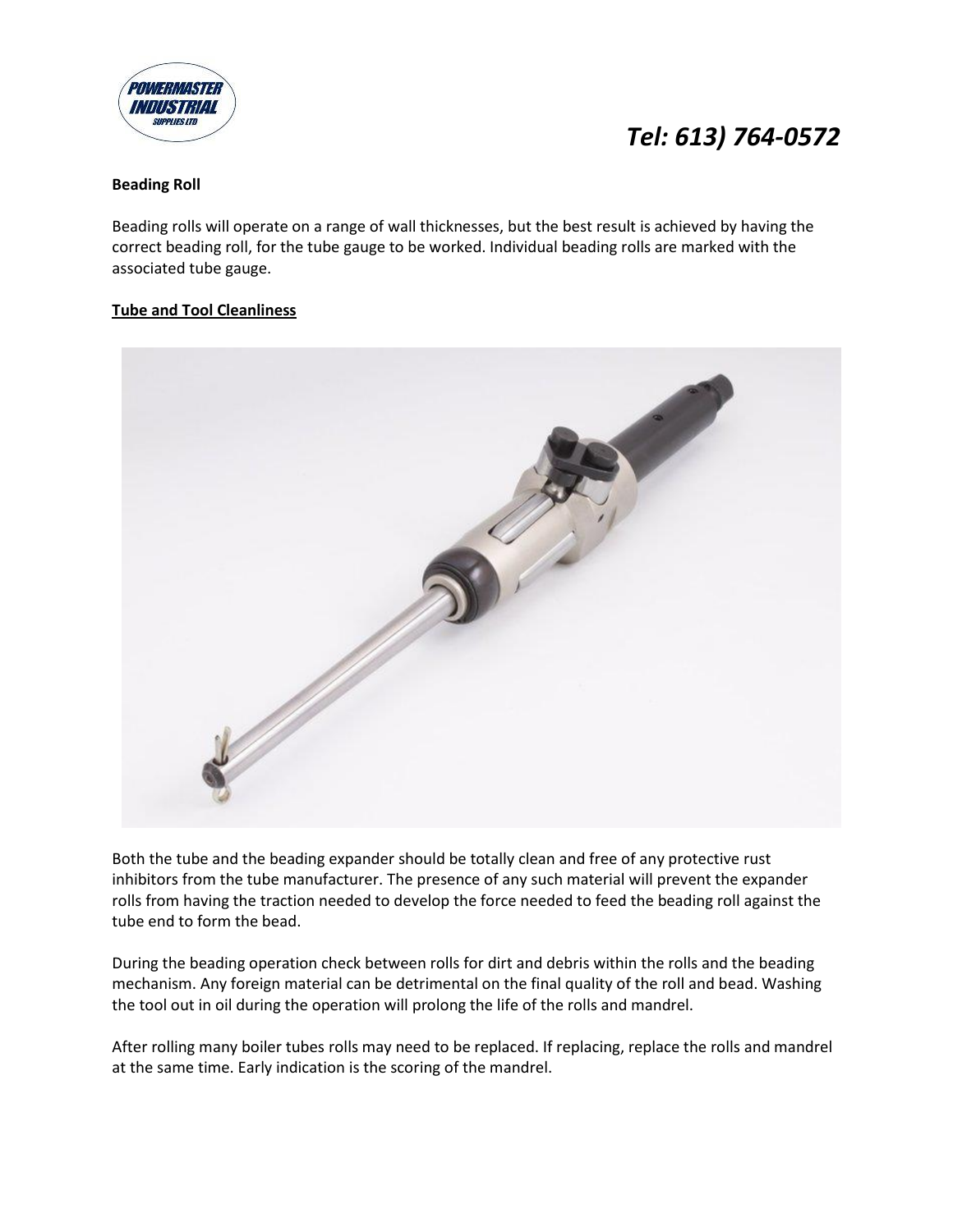**Beading Roll**

Beading rolls will operate on a range of wall thicknesses, but the best result is achieved by having the correct beading roll, for the tube gauge to be worked. Individual beading rolls are marked with the associated tube gauge.

**Tube and Tool Cleanliness**

Both the tube and the beading expander should be totally clean and free of any protective rust inhibitors from the tube manufacturer. The presence of any such material will prevent the expander rolls from having the traction needed to develop the force needed to feed the beading roll against the tube end to form the bead.

During the beading operation check between rolls for dirt and debris within the rolls and the beading mechanism. Any foreign material can be detrimental on the final quality of the roll and bead. Washing the tool out in oil during the operation will prolong the life of the rolls and mandrel.

After rolling many boiler tubes rolls may need to be replaced. If replacing, replace the rolls and mandrel at the same time. Early indication is the scoring of the mandrel.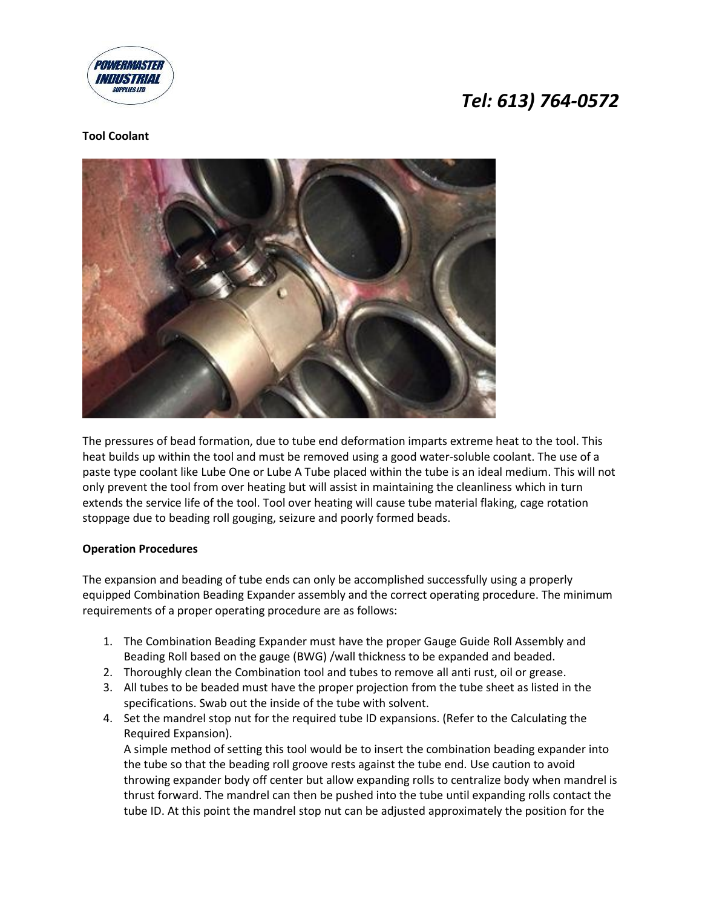**Tool Coolant**

The pressures of bead formation, due to tube end deformation imparts extreme heat to the tool. This heat builds up within the tool and must be removed using a good water-soluble coolant. The use of a paste type coolant like Lube One or Lube A Tube placed within the tube is an ideal medium. This will not only prevent the tool from over heating but will assist in maintaining the cleanliness which in turn extends the service life of the tool. Tool over heating will cause tube material flaking, cage rotation stoppage due to beading roll gouging, seizure and poorly formed beads.

**Operation Procedures**

The expansion and beading of tube ends can only be accomplished successfully using a properly equipped Combination Beading Expander assembly and the correct operating procedure. The minimum requirements of a proper operating procedure are as follows:

1. The Combination Beading Expander must have the proper Gauge Guide Roll Assembly and Beading Roll based on the gauge (BWG) /wall thickness to be expanded and beaded.
2. Thoroughly clean the Combination tool and tubes to remove all anti rust, oil or grease.
3. All tubes to be beaded must have the proper projection from the tube sheet as listed in the specifications. Swab out the inside of the tube with solvent.
4. Set the mandrel stop nut for the required tube ID expansions. (Refer to the Calculating the Required Expansion).
   A simple method of setting this tool would be to insert the combination beading expander into the tube so that the beading roll groove rests against the tube end. Use caution to avoid throwing expander body off center but allow expanding rolls to centralize body when mandrel is thrust forward. The mandrel can then be pushed into the tube until expanding rolls contact the tube ID. At this point the mandrel stop nut can be adjusted approximately the position for the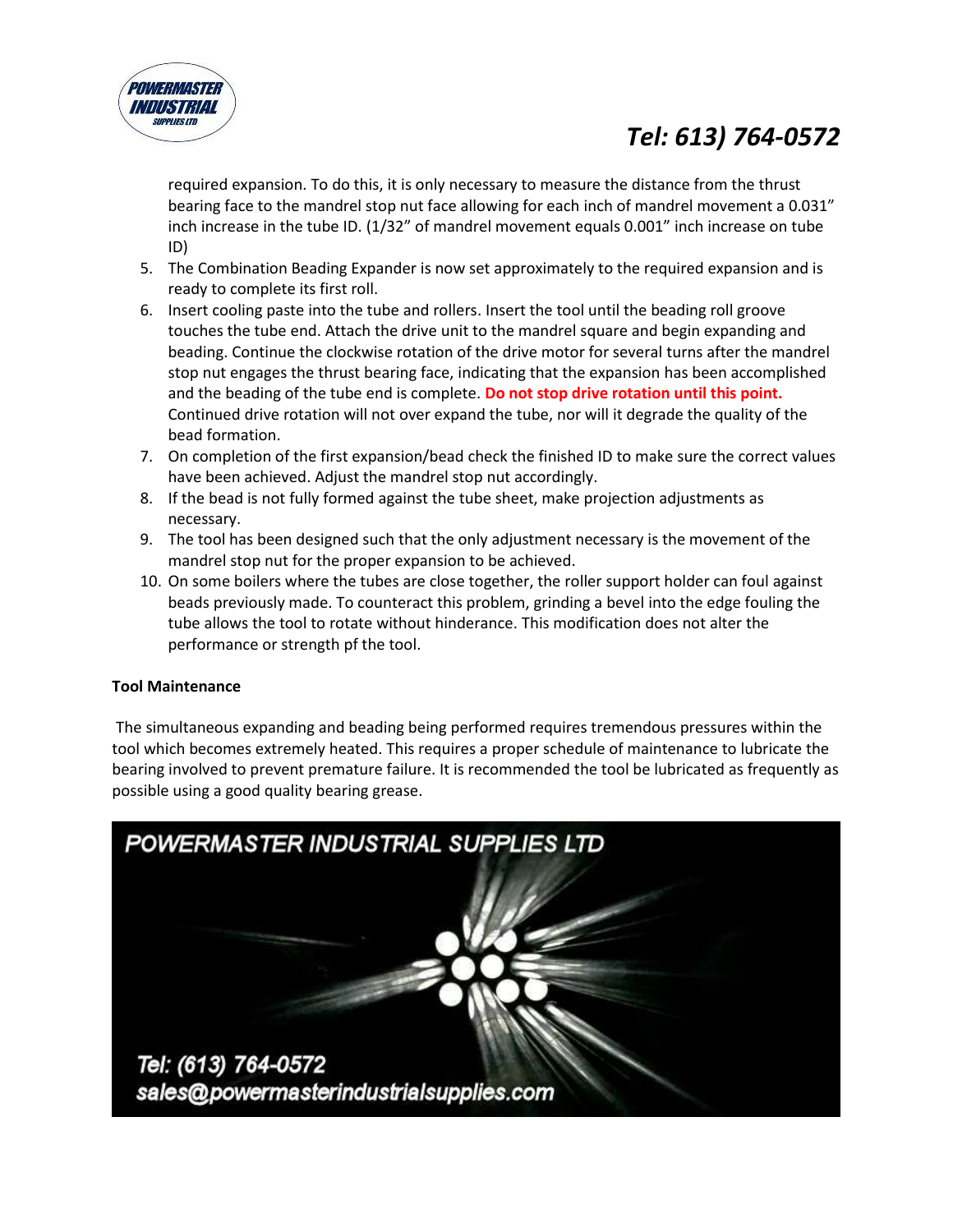required expansion. To do this, it is only necessary to measure the distance from the thrust bearing face to the mandrel stop nut face allowing for each inch of mandrel movement a 0.031" inch increase in the tube ID. (1/32" of mandrel movement equals 0.001" inch increase on tube ID)

5. The Combination Beading Expander is now set approximately to the required expansion and is ready to complete its first roll.
6. Insert cooling paste into the tube and rollers. Insert the tool until the beading roll groove touches the tube end. Attach the drive unit to the mandrel square and begin expanding and beading. Continue the clockwise rotation of the drive motor for several turns after the mandrel stop nut engages the thrust bearing face, indicating that the expansion has been accomplished and the beading of the tube end is complete. **Do not stop drive rotation until this point.** Continued drive rotation will not over expand the tube, nor will it degrade the quality of the bead formation.
7. On completion of the first expansion/bead check the finished ID to make sure the correct values have been achieved. Adjust the mandrel stop nut accordingly.
8. If the bead is not fully formed against the tube sheet, make projection adjustments as necessary.
9. The tool has been designed such that the only adjustment necessary is the movement of the mandrel stop nut for the proper expansion to be achieved.
10. On some boilers where the tubes are close together, the roller support holder can foul against beads previously made. To counteract this problem, grinding a bevel into the edge fouling the tube allows the tool to rotate without hinderance. This modification does not alter the performance or strength pf the tool.

**Tool Maintenance**

The simultaneous expanding and beading being performed requires tremendous pressures within the tool which becomes extremely heated. This requires a proper schedule of maintenance to lubricate the bearing involved to prevent premature failure. It is recommended the tool be lubricated as frequently as possible using a good quality bearing grease.

POWERMASTER INDUSTRIAL SUPPLIES LTD

Tel: (613) 764-0572
sales@powermasterindustrialsupplies.com